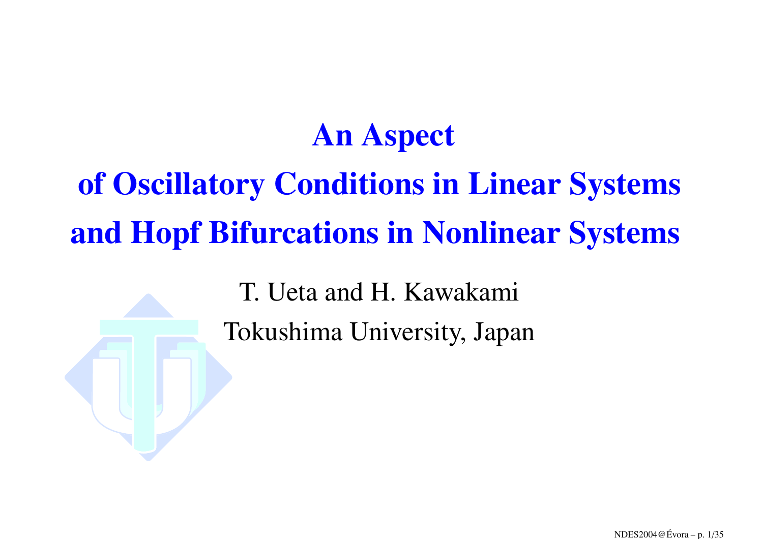# An Aspect of Oscillatory Conditions in Linear Systems and Hopf Bifurcations in Nonlinear Systems

T. Ueta and H. Kawakami

Tokushima University, Japan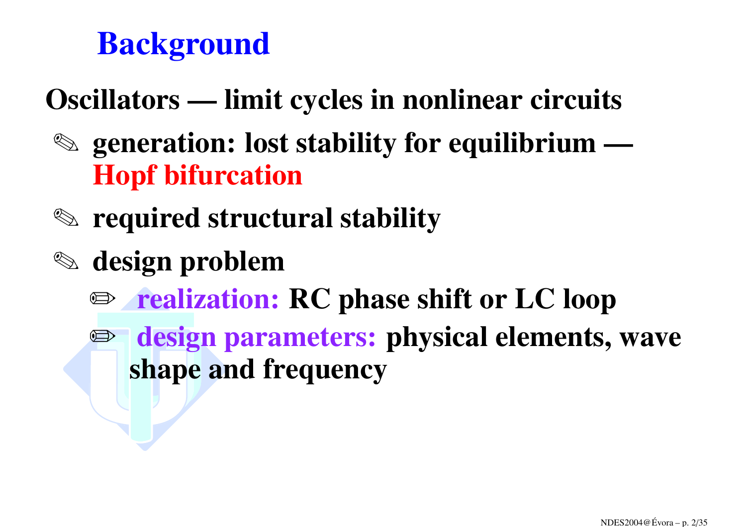# Background

**Oscillators — limit cycles in nonlinear circuits**

- **generation: lost stability for equilibrium — Hopf bifurcation**
- **required structural stability**
- **design problem**
  - **realization: RC phase shift or LC loop**
  - **design parameters: physical elements, wave shape and frequency**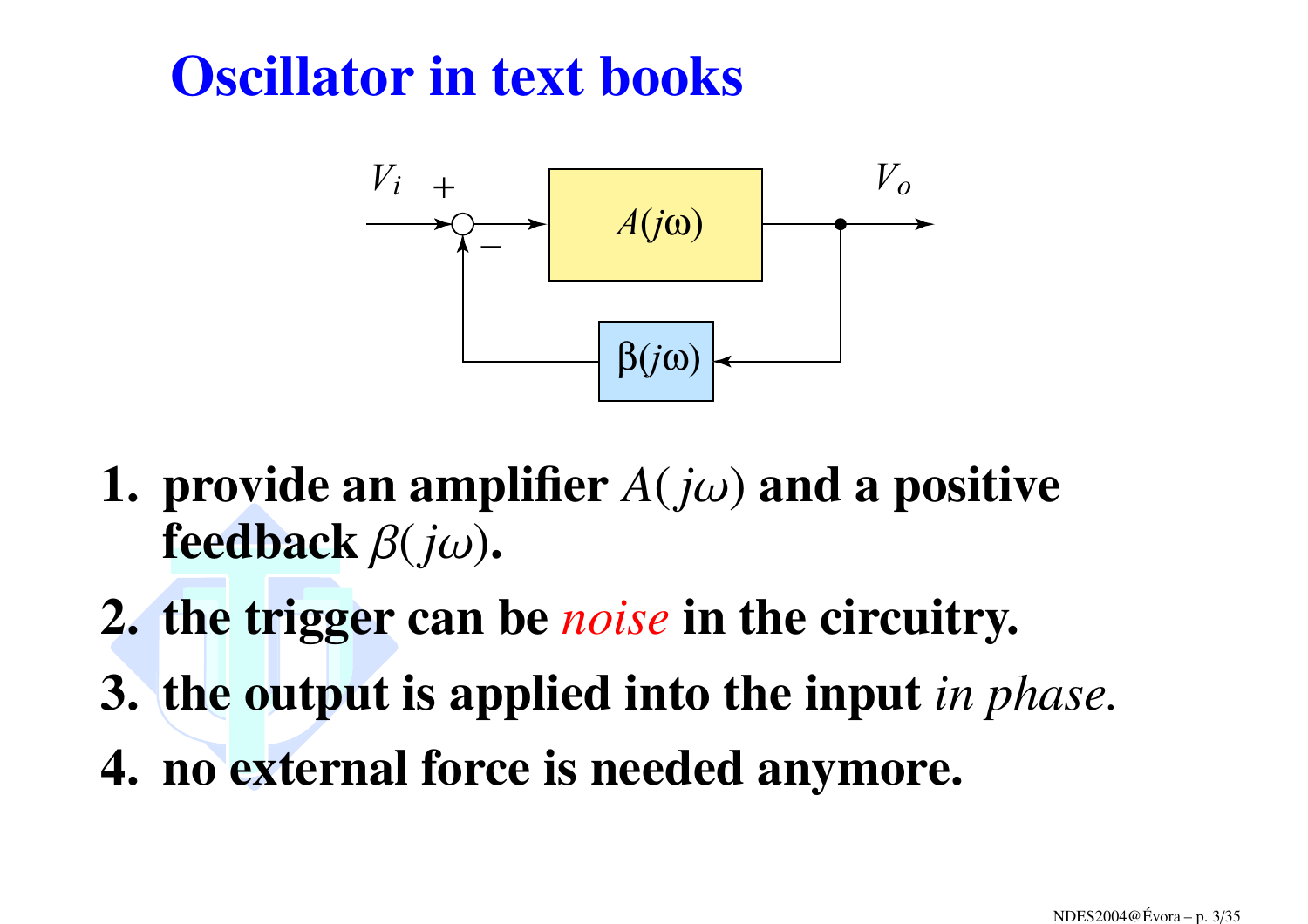# Oscillator in text books

1. **provide an amplifier $A(j\omega)$ and a positive feedback $\beta(j\omega)$.**
2. **the trigger can be *noise* in the circuitry.**
3. **the output is applied into the input *in phase*.**
4. **no external force is needed anymore.**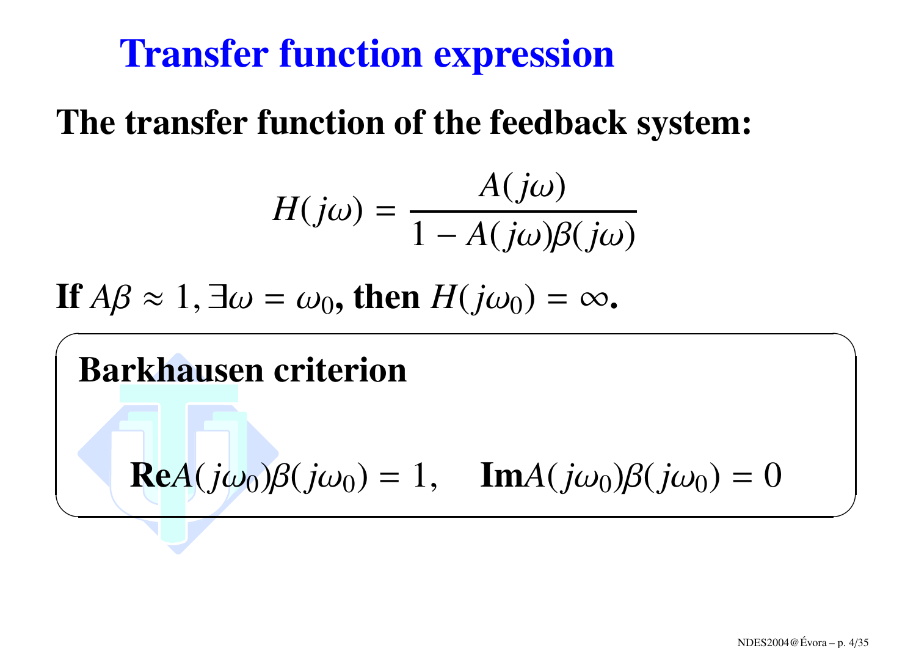# Transfer function expression

**The transfer function of the feedback system:**

$$H(j\omega) = \frac{A(j\omega)}{1 - A(j\omega)\beta(j\omega)}$$

**If** $A\beta \approx 1, \exists \omega = \omega_0$**, then** $H(j\omega_0) = \infty$**.**

**Barkhausen criterion**

$$\mathbf{Re} A(j\omega_0)\beta(j\omega_0) = 1, \quad \mathbf{Im} A(j\omega_0)\beta(j\omega_0) = 0$$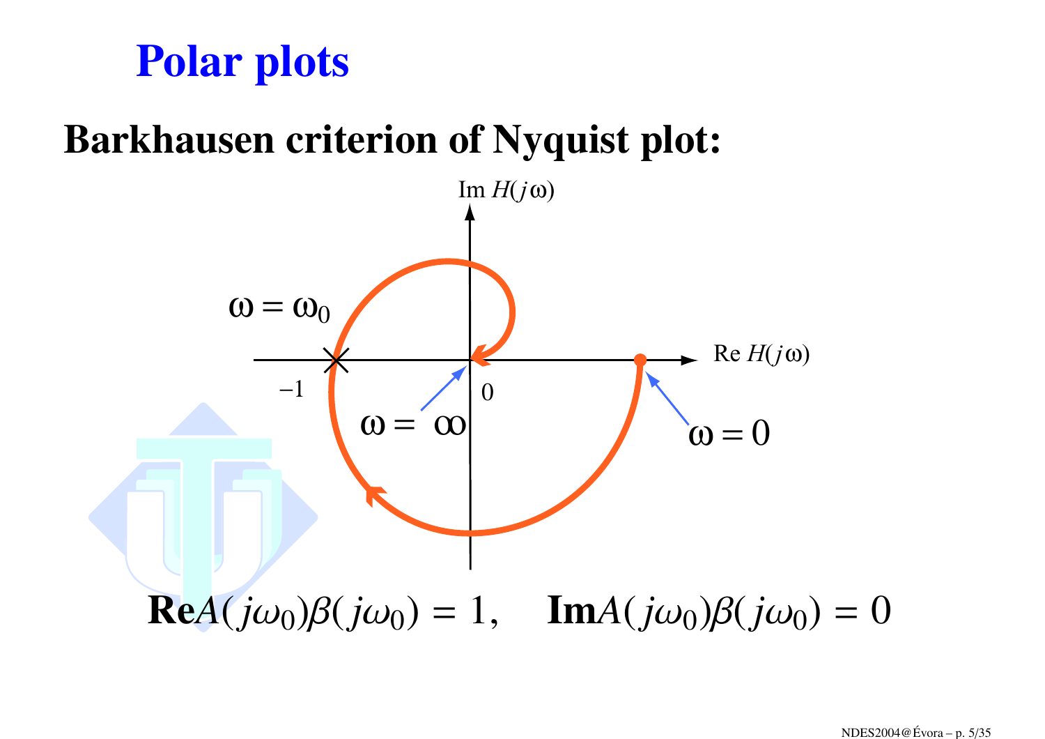# Polar plots

## Barkhausen criterion of Nyquist plot:

$$\mathbf{Re}A(j\omega_0)\beta(j\omega_0) = 1, \quad \mathbf{Im}A(j\omega_0)\beta(j\omega_0) = 0$$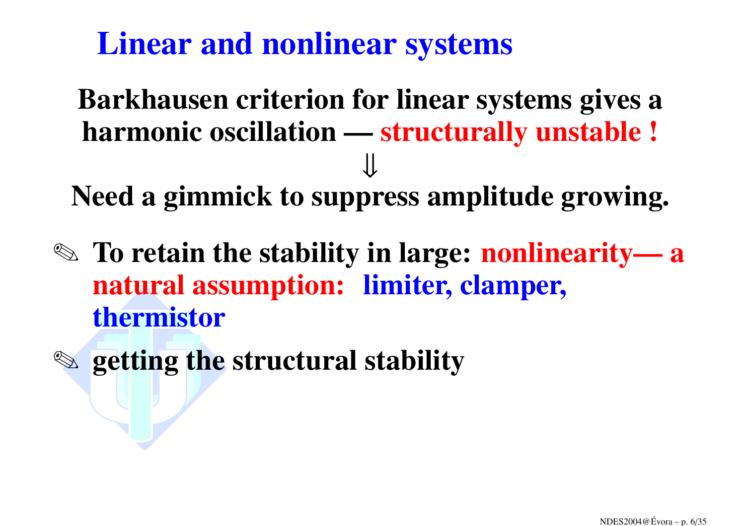# Linear and nonlinear systems

**Barkhausen criterion for linear systems gives a harmonic oscillation — structurally unstable !**

$$\Downarrow$$

**Need a gimmick to suppress amplitude growing.**

- ✎ **To retain the stability in large: nonlinearity— a natural assumption: limiter, clamper, thermistor**
- ✎ **getting the structural stability**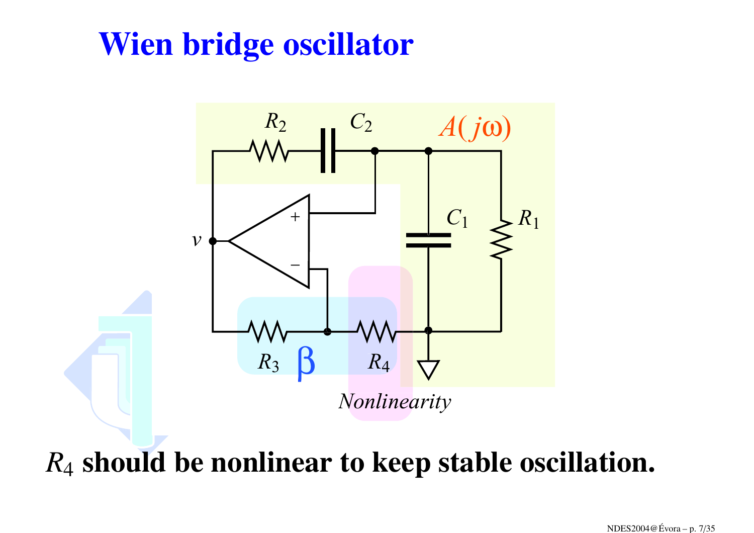# Wien bridge oscillator

$R_4$ **should be nonlinear to keep stable oscillation.**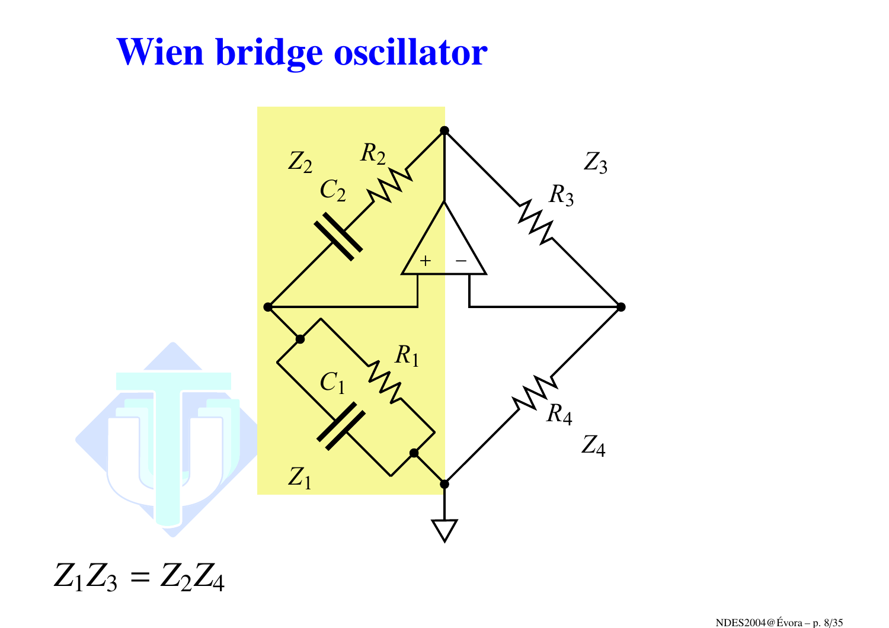# Wien bridge oscillator

$$Z_1 Z_3 = Z_2 Z_4$$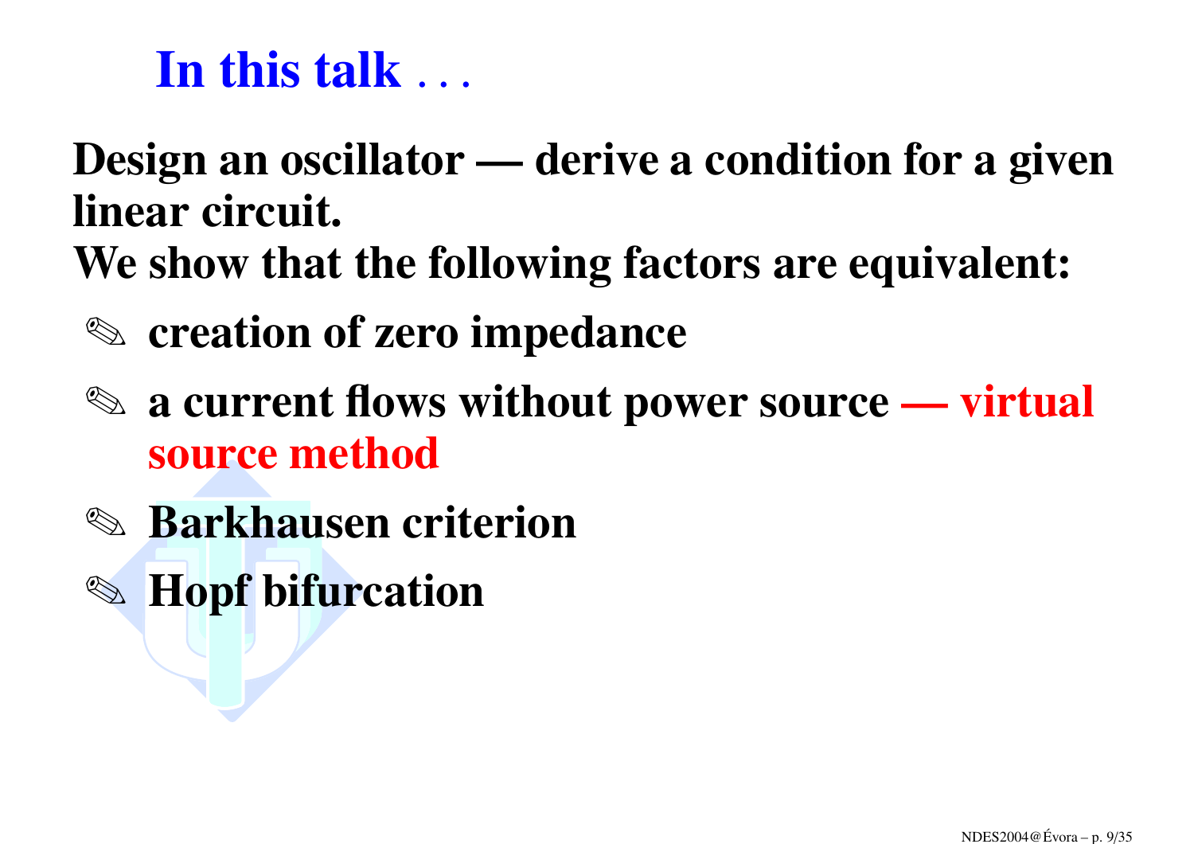# In this talk . . .

**Design an oscillator — derive a condition for a given linear circuit.**
**We show that the following factors are equivalent:**

- ✎ **creation of zero impedance**
- ✎ **a current flows without power source — virtual source method**
- ✎ **Barkhausen criterion**
- ✎ **Hopf bifurcation**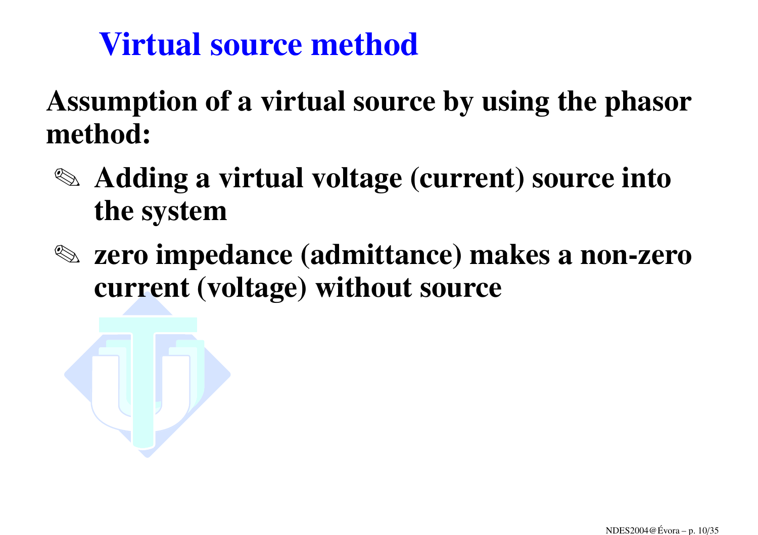# Virtual source method

**Assumption of a virtual source by using the phasor method:**

- ✎ **Adding a virtual voltage (current) source into the system**
- ✎ **zero impedance (admittance) makes a non-zero current (voltage) without source**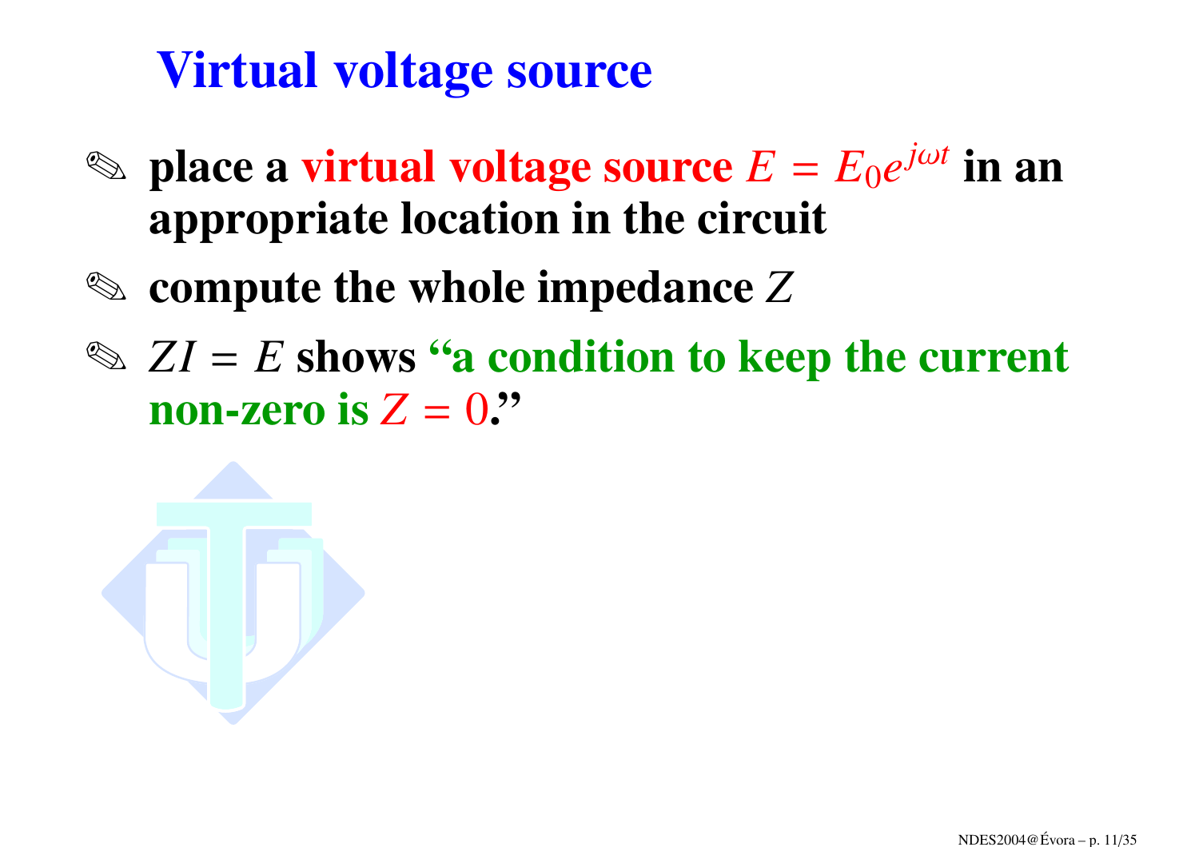# Virtual voltage source

- place a **virtual voltage source** $E = E_0 e^{j\omega t}$ in an appropriate location in the circuit
- compute the whole impedance $Z$
- $ZI = E$ shows **"a condition to keep the current non-zero is $Z = 0$."**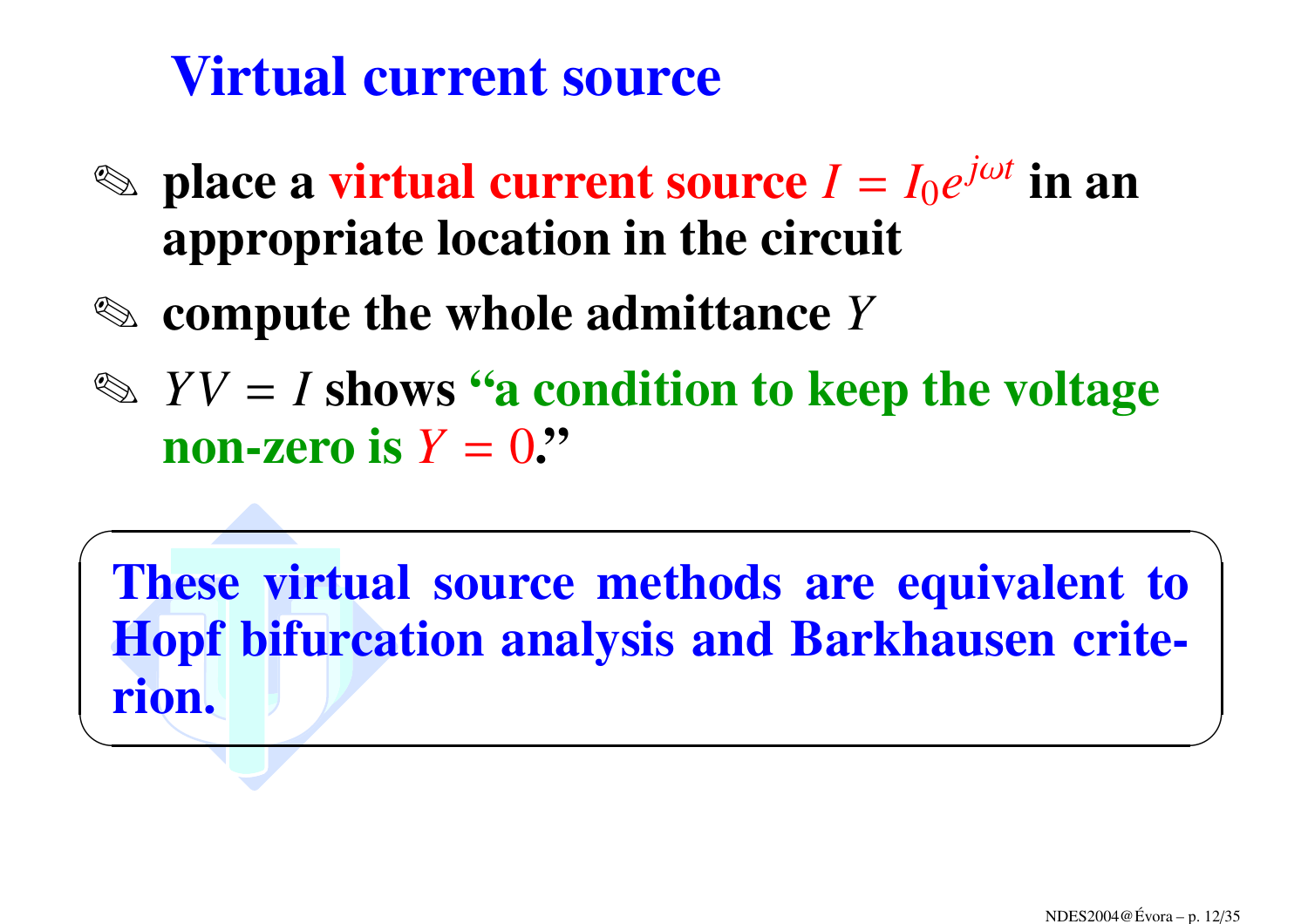# Virtual current source

- ✎ place a virtual current source $I = I_0 e^{j\omega t}$ in an appropriate location in the circuit
- ✎ compute the whole admittance $Y$
- ✎ $YV = I$ shows "a condition to keep the voltage non-zero is $Y = 0$."

**These virtual source methods are equivalent to Hopf bifurcation analysis and Barkhausen criterion.**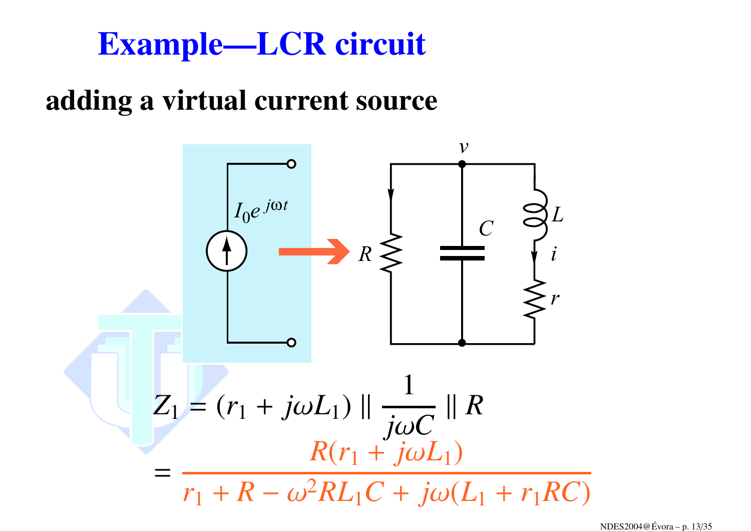# Example—LCR circuit

## adding a virtual current source

$$Z_1 = (r_1 + j\omega L_1) \parallel \frac{1}{j\omega C} \parallel R$$

$$= \frac{R(r_1 + j\omega L_1)}{r_1 + R - \omega^2 R L_1 C + j\omega(L_1 + r_1 RC)}$$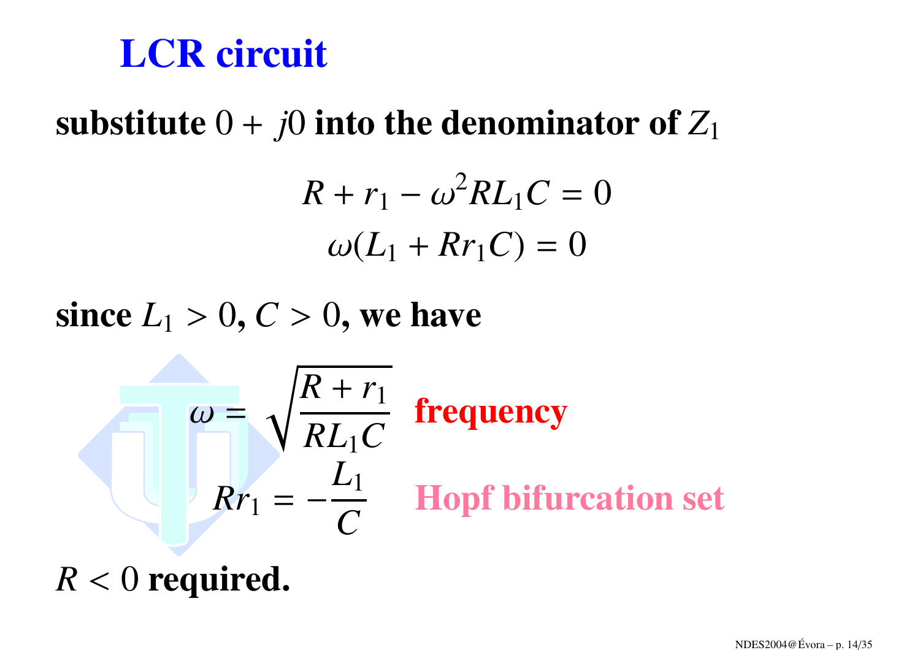# LCR circuit

**substitute $0 + j0$ into the denominator of $Z_1$**

$$R + r_1 - \omega^2 R L_1 C = 0$$

$$\omega(L_1 + R r_1 C) = 0$$

**since $L_1 > 0$, $C > 0$, we have**

$$\omega = \sqrt{\frac{R + r_1}{R L_1 C}}$$ **frequency**

$$R r_1 = -\frac{L_1}{C}$$ **Hopf bifurcation set**

$R < 0$ **required.**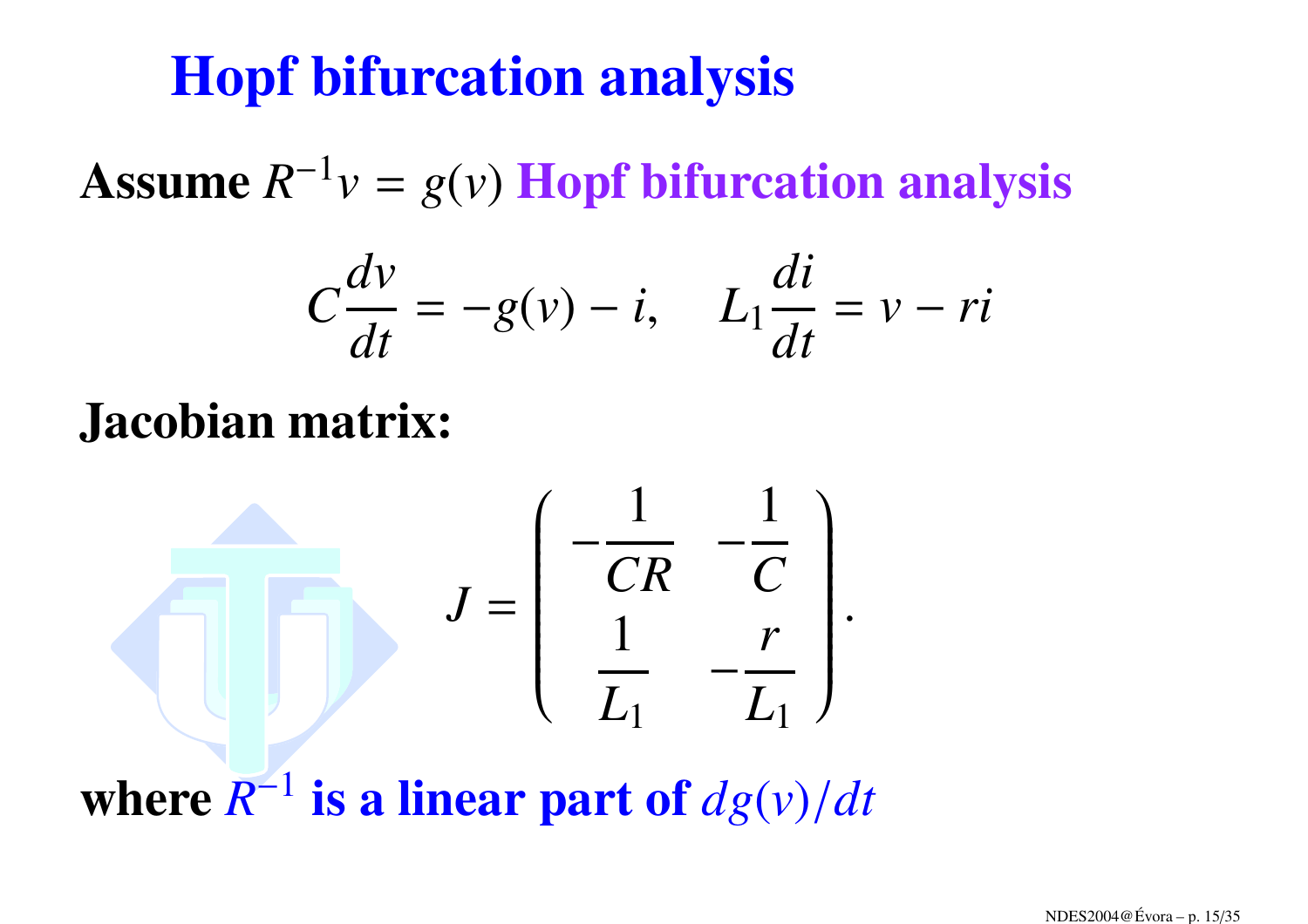# Hopf bifurcation analysis

**Assume** $R^{-1}v = g(v)$ **Hopf bifurcation analysis**

$$C\frac{dv}{dt} = -g(v) - i, \quad L_1\frac{di}{dt} = v - ri$$

**Jacobian matrix:**

$$J = \begin{pmatrix} -\dfrac{1}{CR} & -\dfrac{1}{C} \\ \dfrac{1}{L_1} & -\dfrac{r}{L_1} \end{pmatrix}.$$

**where** $R^{-1}$ **is a linear part of** $dg(v)/dt$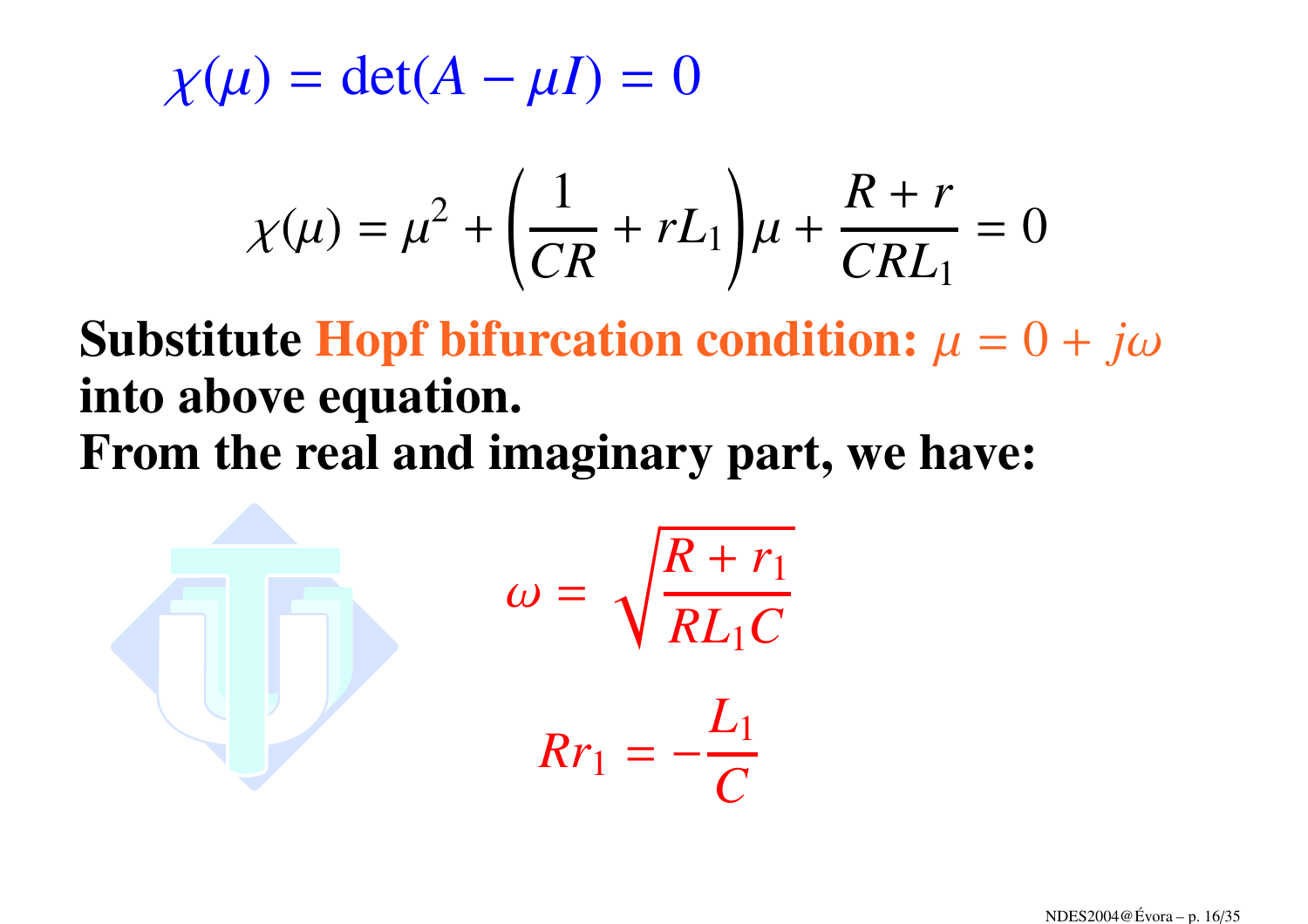$$\chi(\mu) = \det(A - \mu I) = 0$$

$$\chi(\mu) = \mu^2 + \left(\frac{1}{CR} + rL_1\right)\mu + \frac{R + r}{CRL_1} = 0$$

**Substitute Hopf bifurcation condition:** $\mu = 0 + j\omega$ **into above equation.**
**From the real and imaginary part, we have:**

$$\omega = \sqrt{\frac{R + r_1}{RL_1C}}$$

$$Rr_1 = -\frac{L_1}{C}$$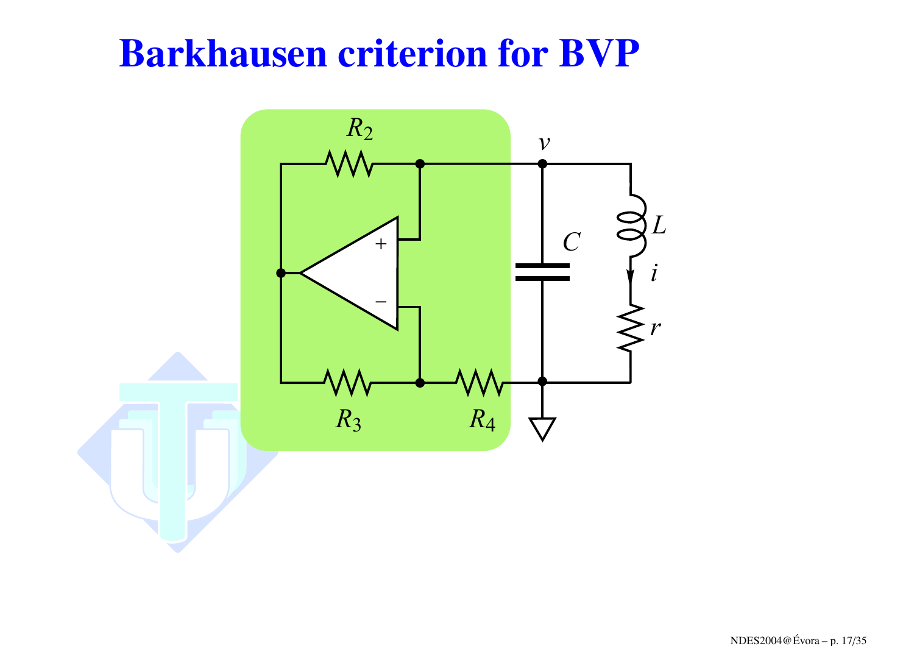# Barkhausen criterion for BVP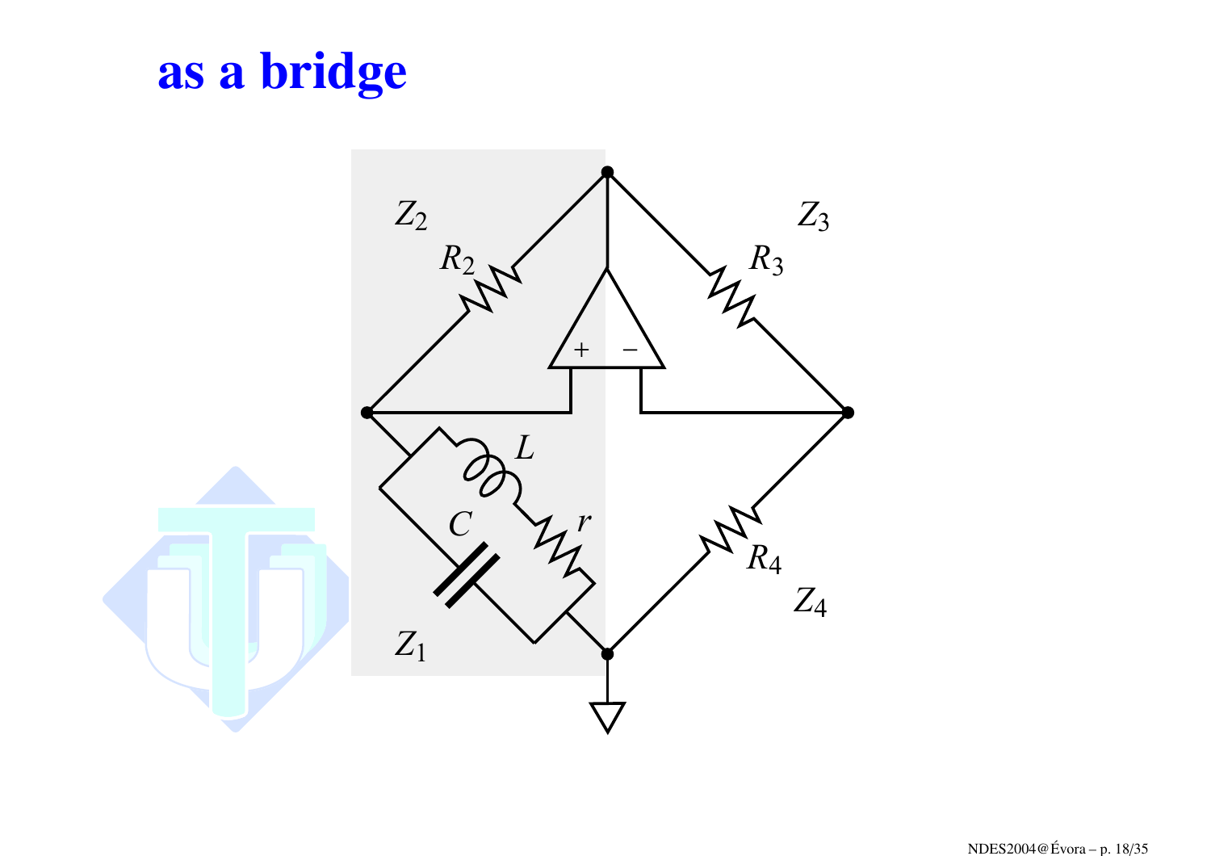# as a bridge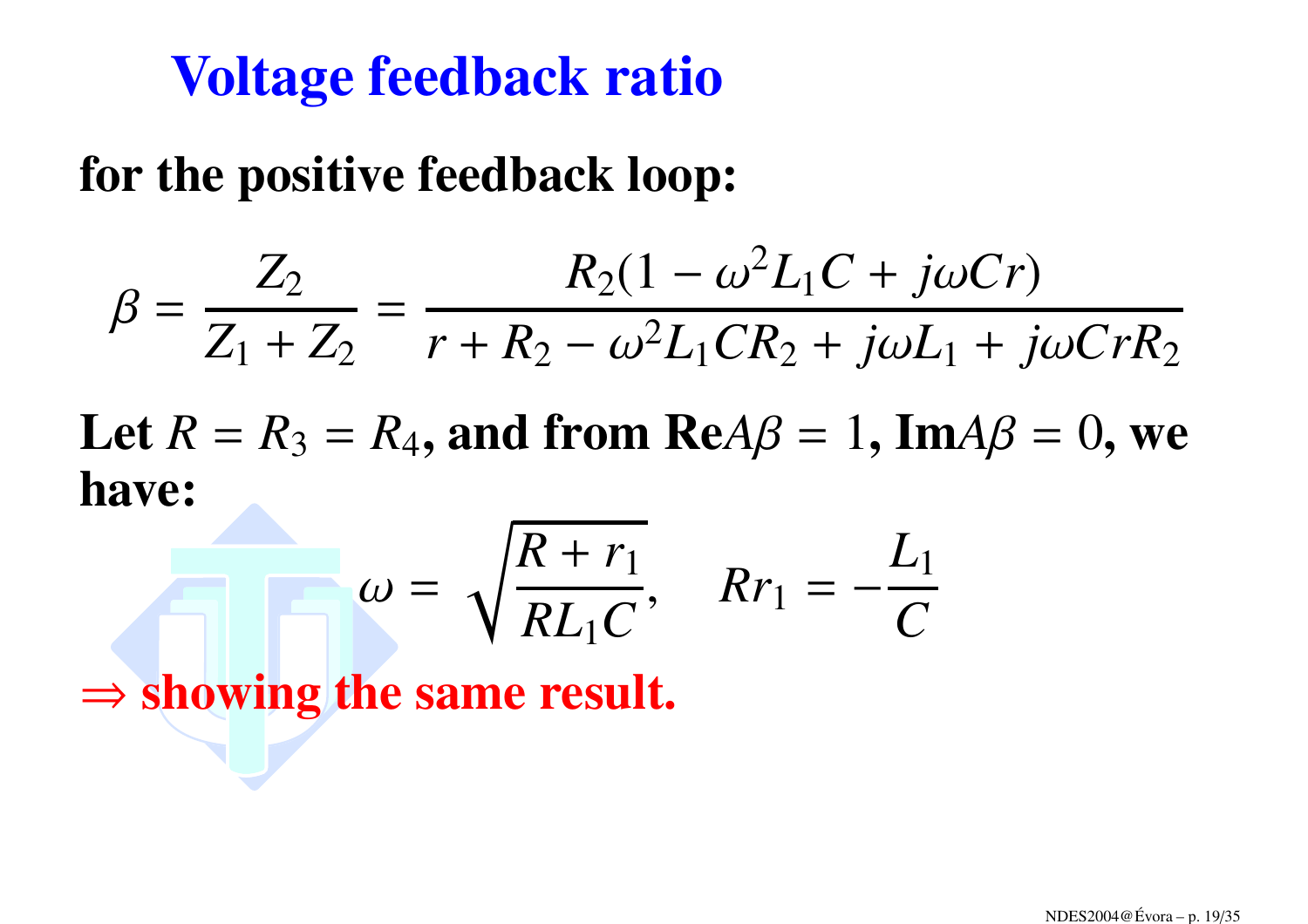# Voltage feedback ratio

**for the positive feedback loop:**

$$\beta = \frac{Z_2}{Z_1 + Z_2} = \frac{R_2(1 - \omega^2 L_1 C + j\omega C r)}{r + R_2 - \omega^2 L_1 C R_2 + j\omega L_1 + j\omega C r R_2}$$

**Let** $R = R_3 = R_4$**, and from** $\mathbf{Re}A\beta = 1$**,** $\mathbf{Im}A\beta = 0$**, we have:**

$$\omega = \sqrt{\frac{R + r_1}{R L_1 C}}, \quad R r_1 = -\frac{L_1}{C}$$

**⇒ showing the same result.**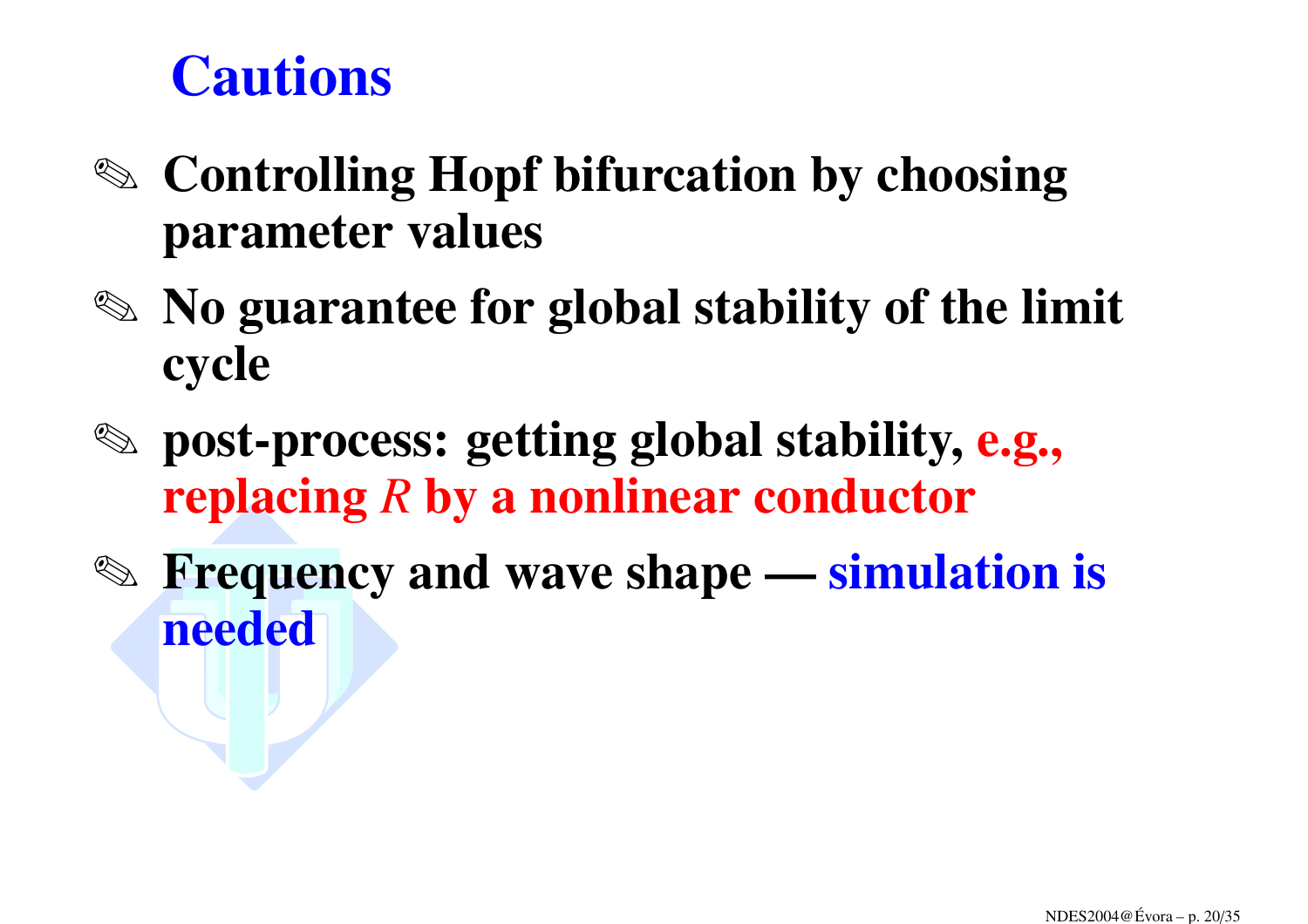# Cautions

- **Controlling Hopf bifurcation by choosing parameter values**
- **No guarantee for global stability of the limit cycle**
- **post-process: getting global stability, e.g., replacing *R* by a nonlinear conductor**
- **Frequency and wave shape — simulation is needed**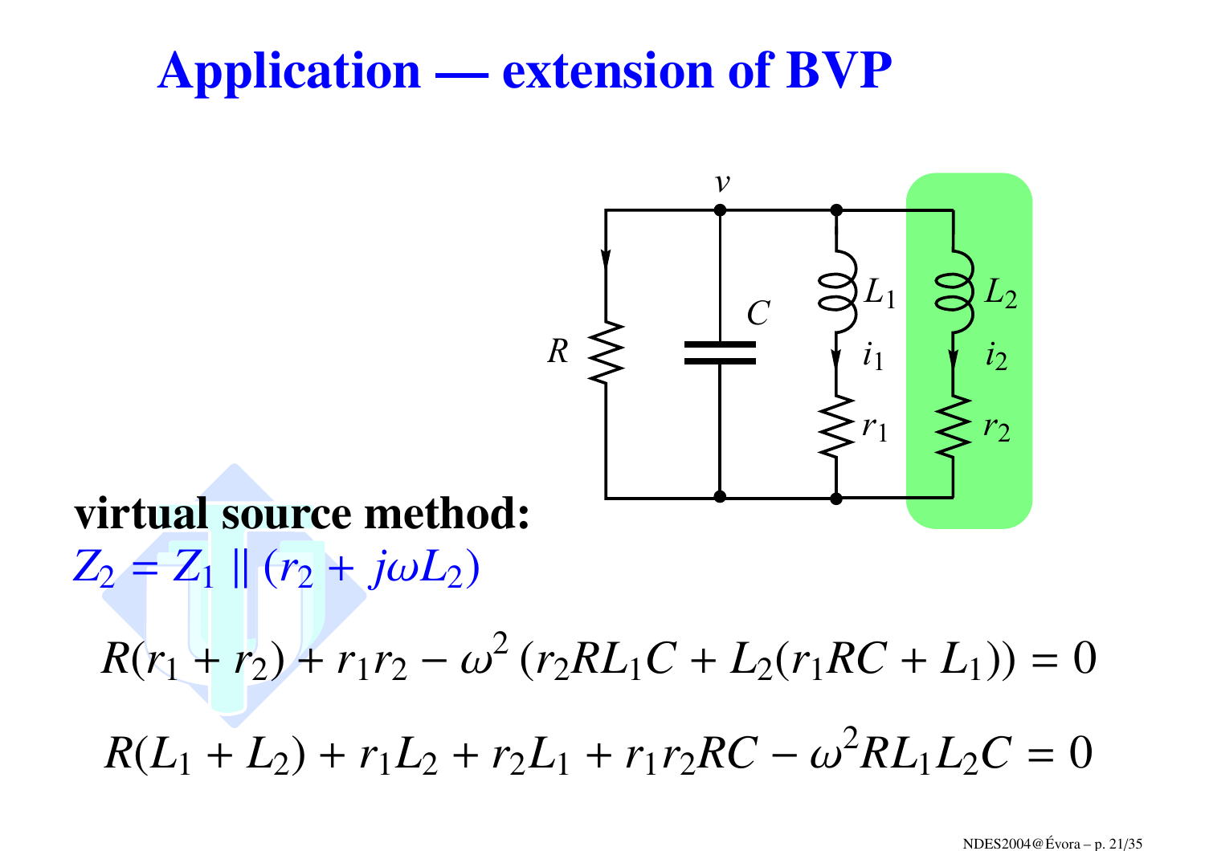# Application — extension of BVP

**virtual source method:**

$Z_2 = Z_1 \parallel (r_2 + j\omega L_2)$

$$R(r_1 + r_2) + r_1 r_2 - \omega^2 \left(r_2 R L_1 C + L_2(r_1 R C + L_1)\right) = 0$$

$$R(L_1 + L_2) + r_1 L_2 + r_2 L_1 + r_1 r_2 R C - \omega^2 R L_1 L_2 C = 0$$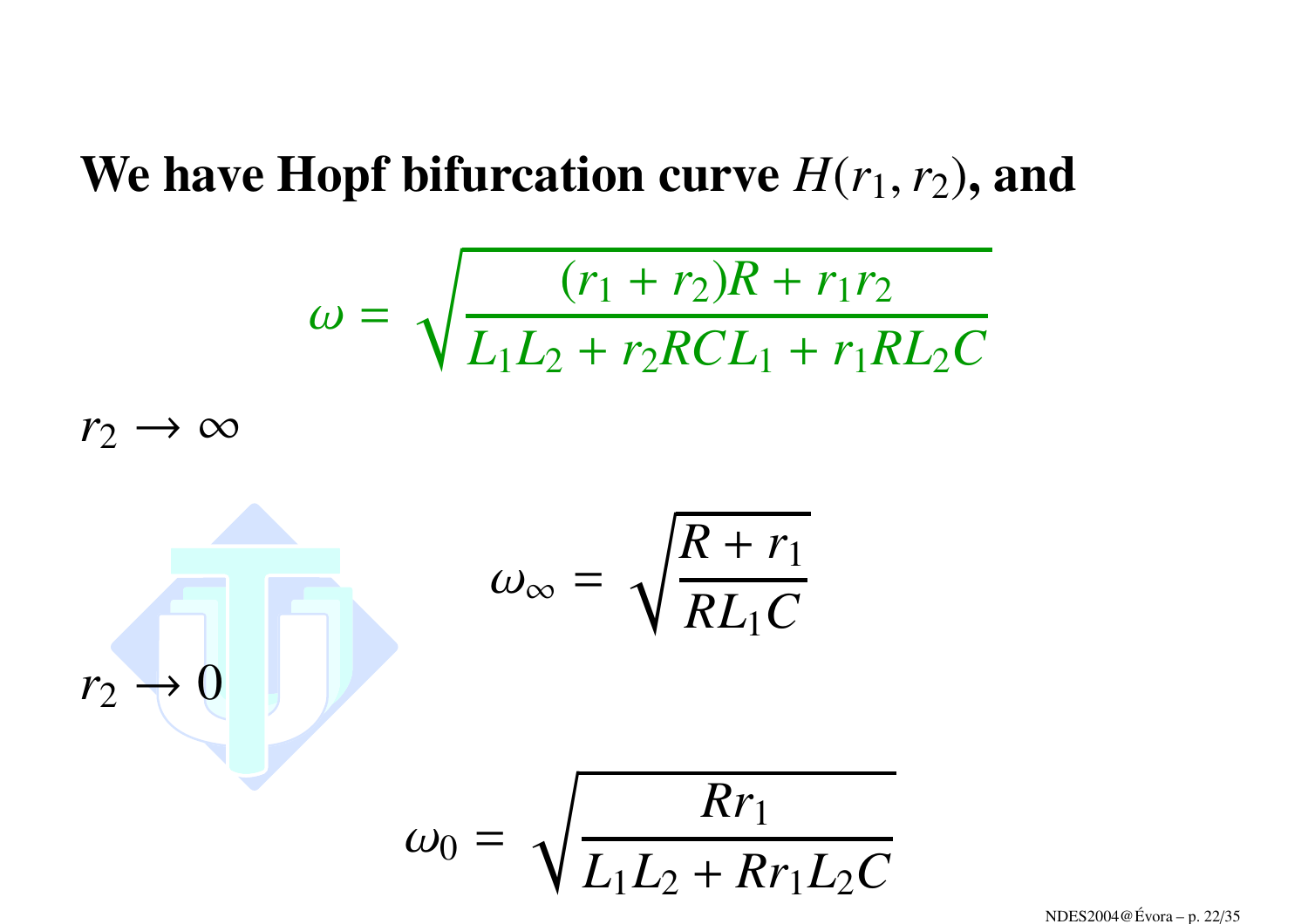**We have Hopf bifurcation curve $H(r_1, r_2)$, and**

$$\omega = \sqrt{\frac{(r_1 + r_2)R + r_1 r_2}{L_1 L_2 + r_2 RCL_1 + r_1 RL_2 C}}$$

$r_2 \to \infty$

$$\omega_\infty = \sqrt{\frac{R + r_1}{RL_1 C}}$$

$r_2 \to 0$

$$\omega_0 = \sqrt{\frac{Rr_1}{L_1 L_2 + Rr_1 L_2 C}}$$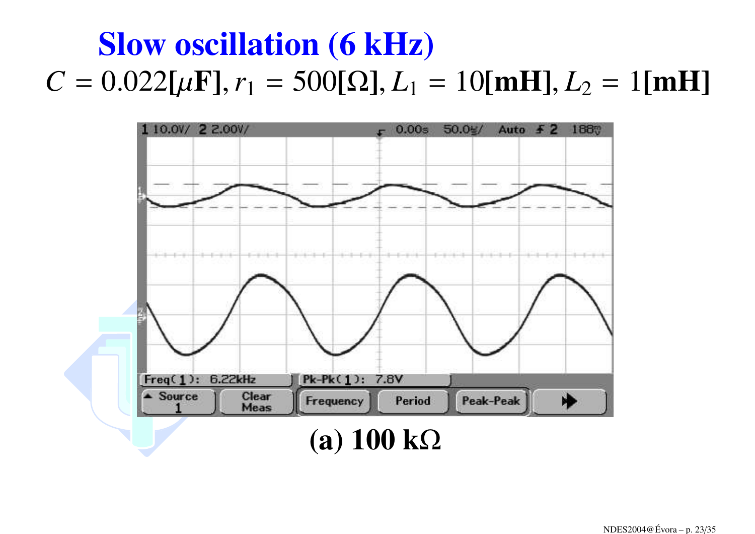# Slow oscillation (6 kHz)

$C = 0.022[\mu\mathbf{F}], r_1 = 500[\Omega], L_1 = 10[\mathbf{mH}], L_2 = 1[\mathbf{mH}]$

**(a) 100 kΩ**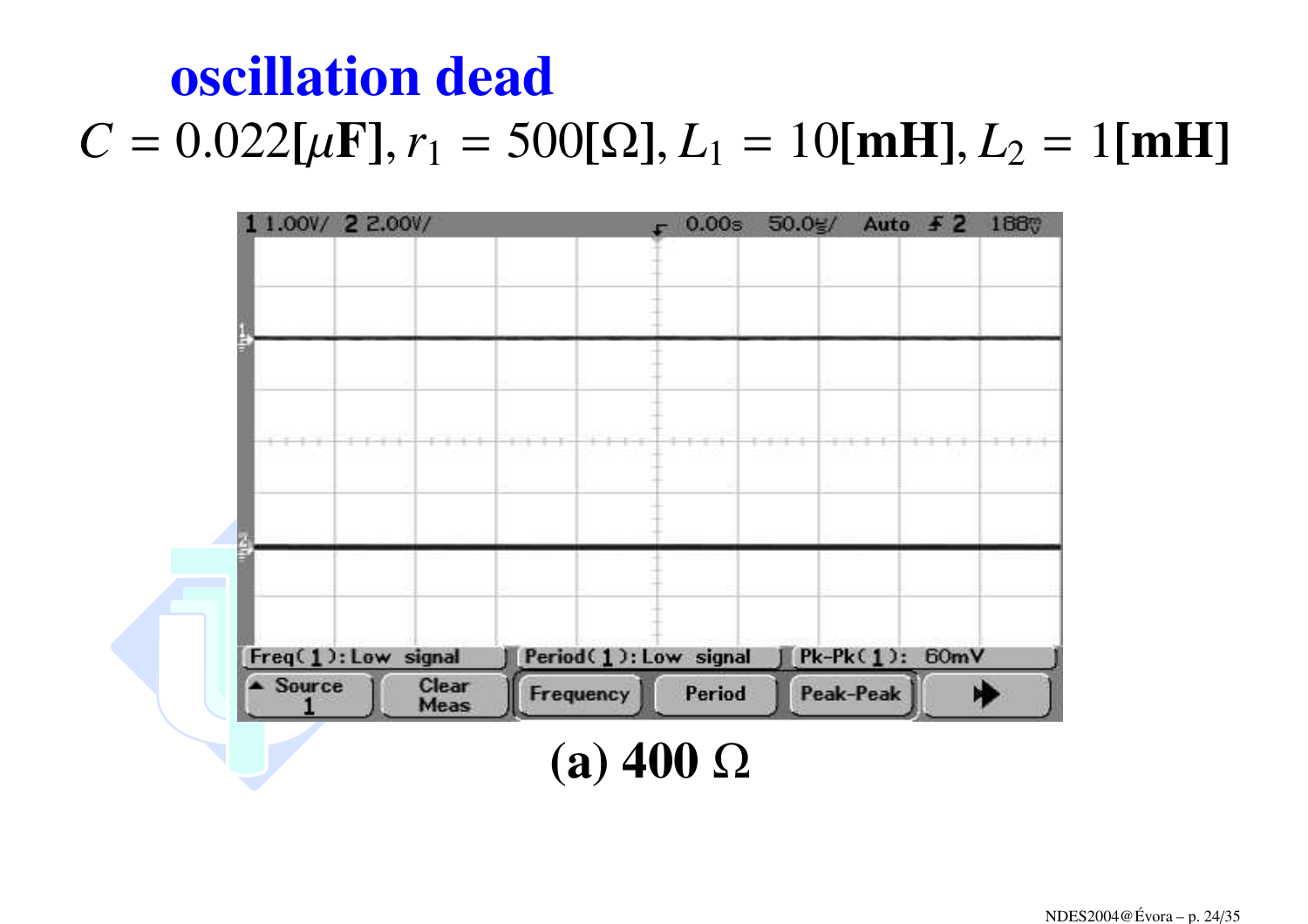# oscillation dead

$C = 0.022[\mu\mathbf{F}], r_1 = 500[\Omega], L_1 = 10[\mathbf{mH}], L_2 = 1[\mathbf{mH}]$

**(a) 400 Ω**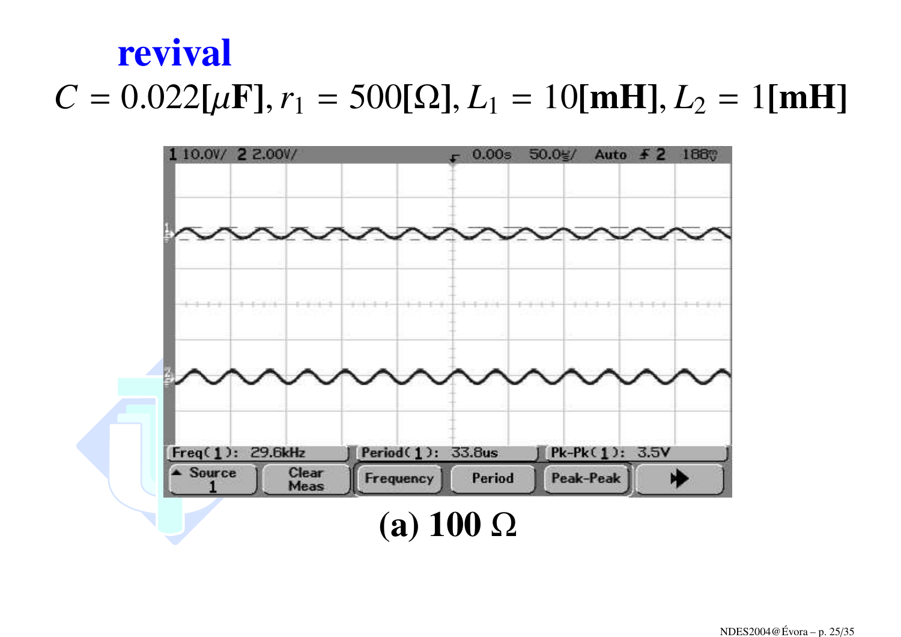# revival

$C = 0.022[\mu\mathbf{F}], r_1 = 500[\Omega], L_1 = 10[\mathbf{mH}], L_2 = 1[\mathbf{mH}]$

**(a) 100 Ω**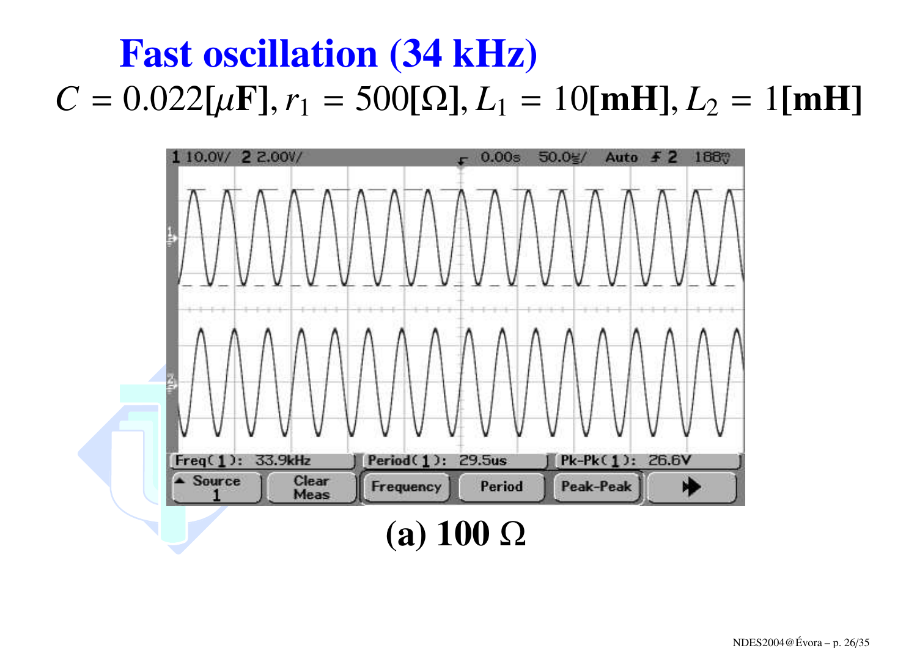# Fast oscillation (34 kHz)

$C = 0.022[\mu\mathbf{F}], r_1 = 500[\Omega], L_1 = 10[\mathbf{mH}], L_2 = 1[\mathbf{mH}]$

**(a) 100 Ω**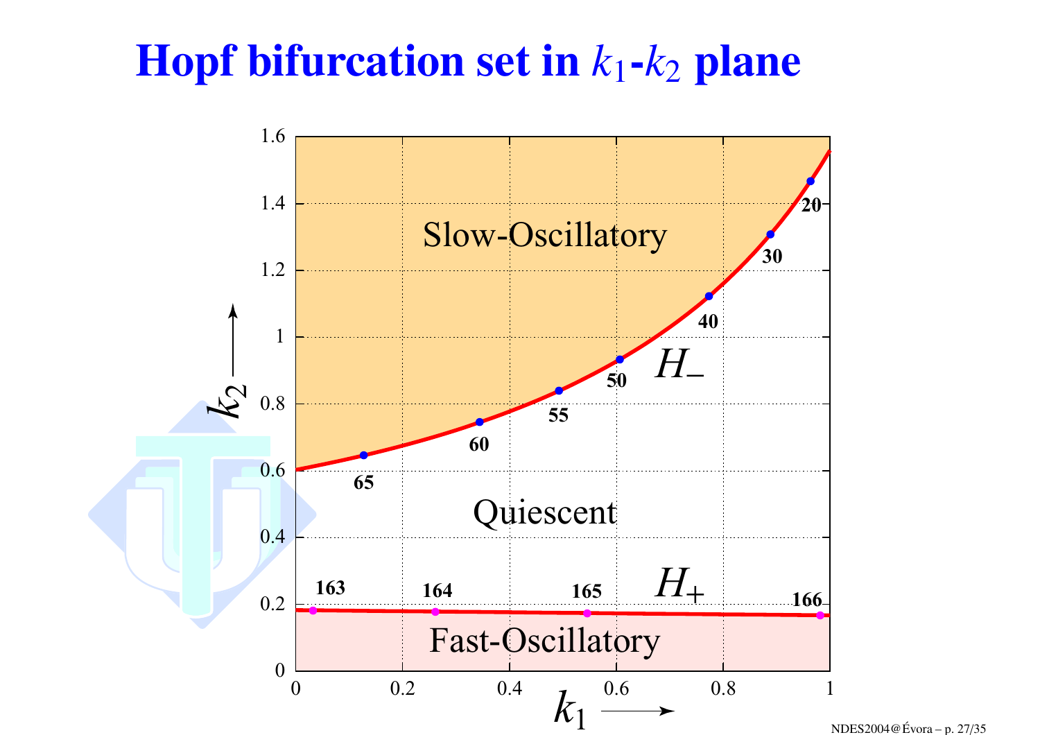# Hopf bifurcation set in $k_1$-$k_2$ plane

Slow-Oscillatory

Quiescent

Fast-Oscillatory

$H_-$

$H_+$

$k_1$

$k_2$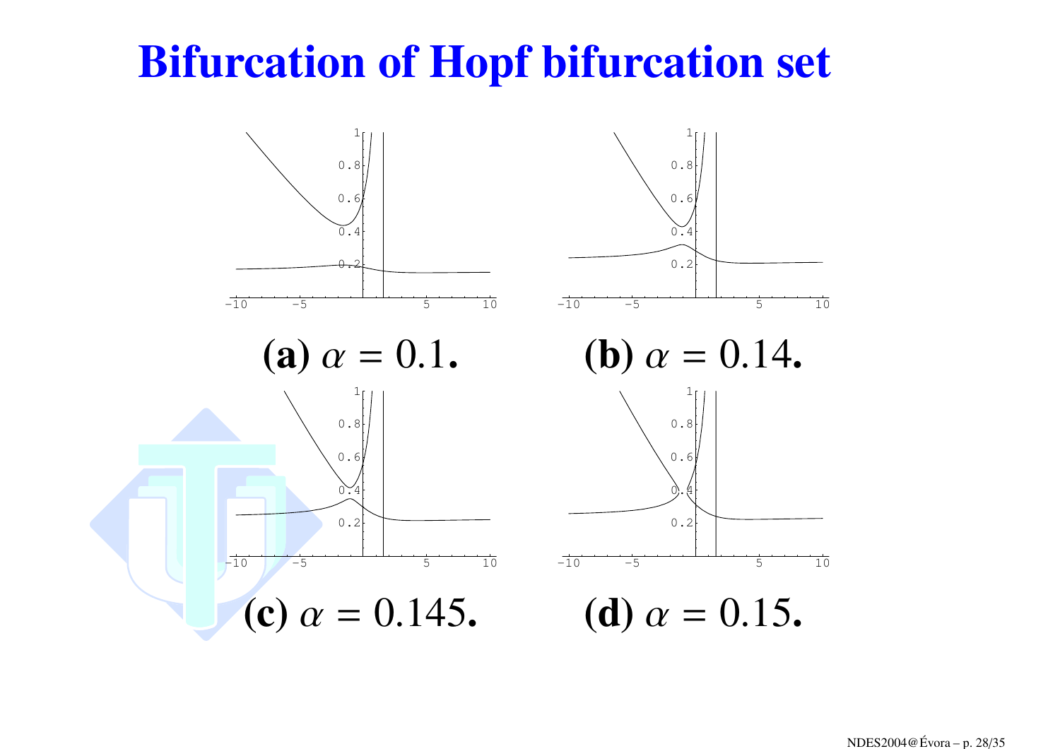# Bifurcation of Hopf bifurcation set

**(a)** $\alpha = 0.1$.

**(b)** $\alpha = 0.14$.

**(c)** $\alpha = 0.145$.

**(d)** $\alpha = 0.15$.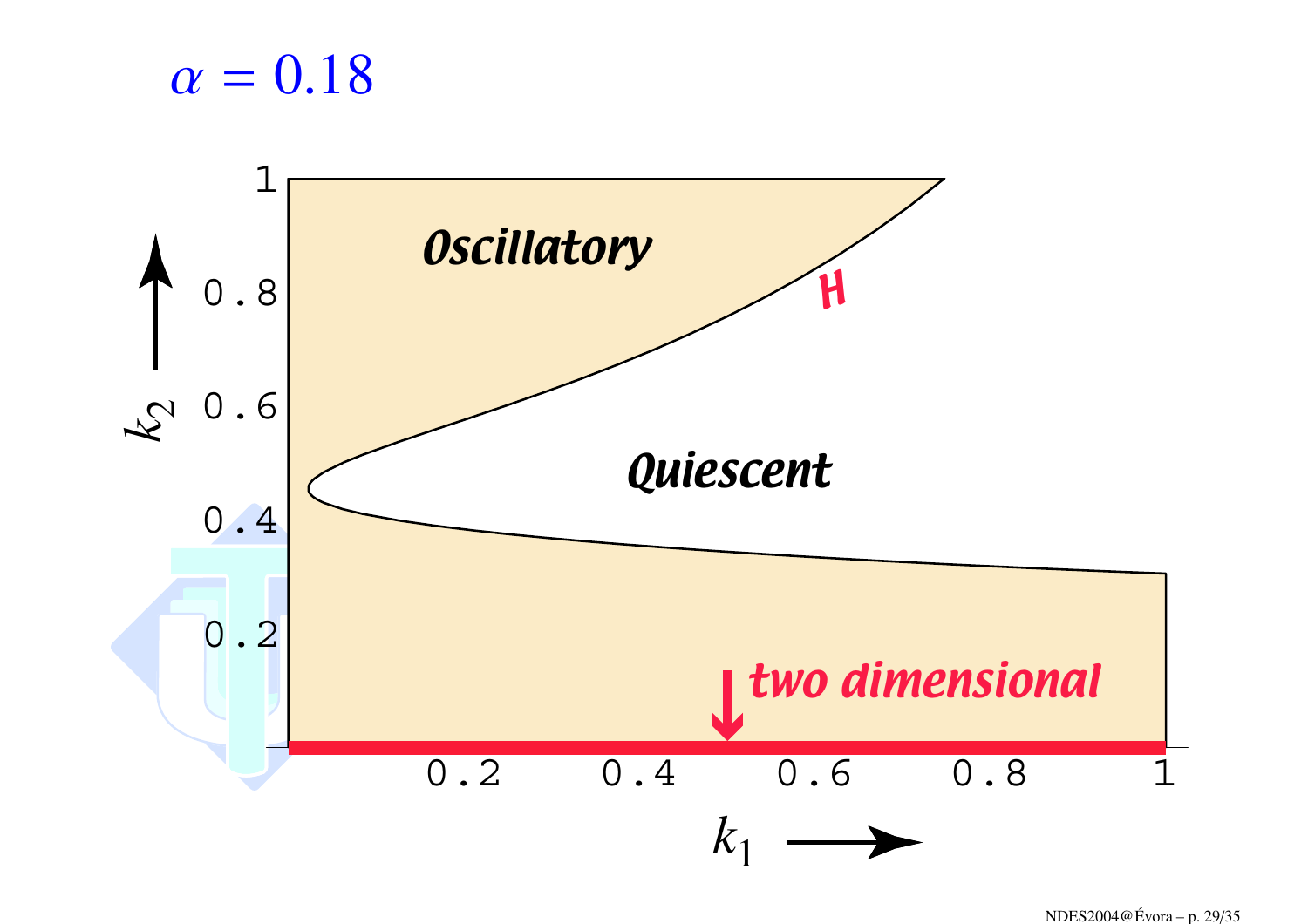$\alpha = 0.18$

*Oscillatory*

*Quiescent*

H

*two dimensional*

$k_2$

$k_1$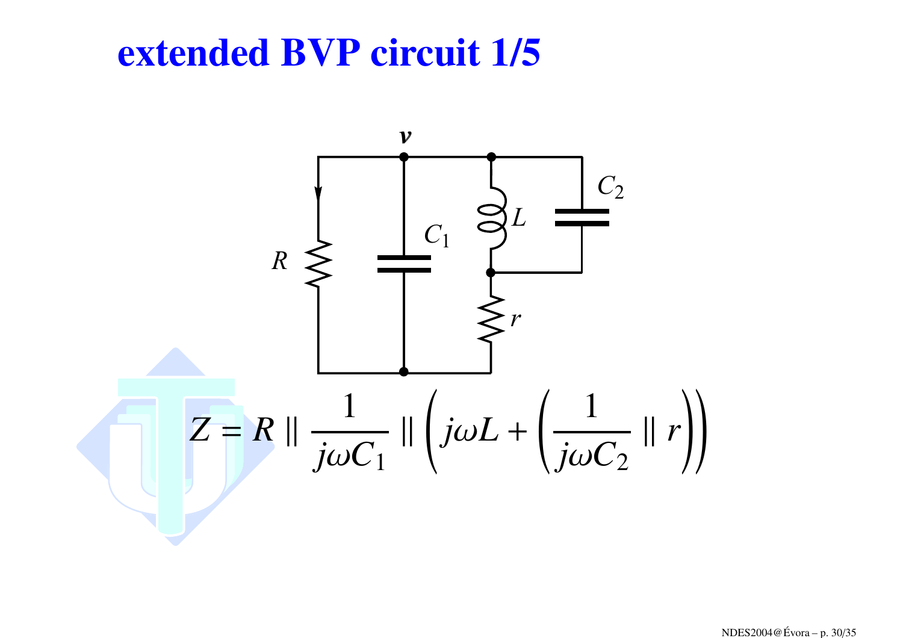# extended BVP circuit 1/5

$$Z = R \parallel \frac{1}{j\omega C_1} \parallel \left( j\omega L + \left( \frac{1}{j\omega C_2} \parallel r \right) \right)$$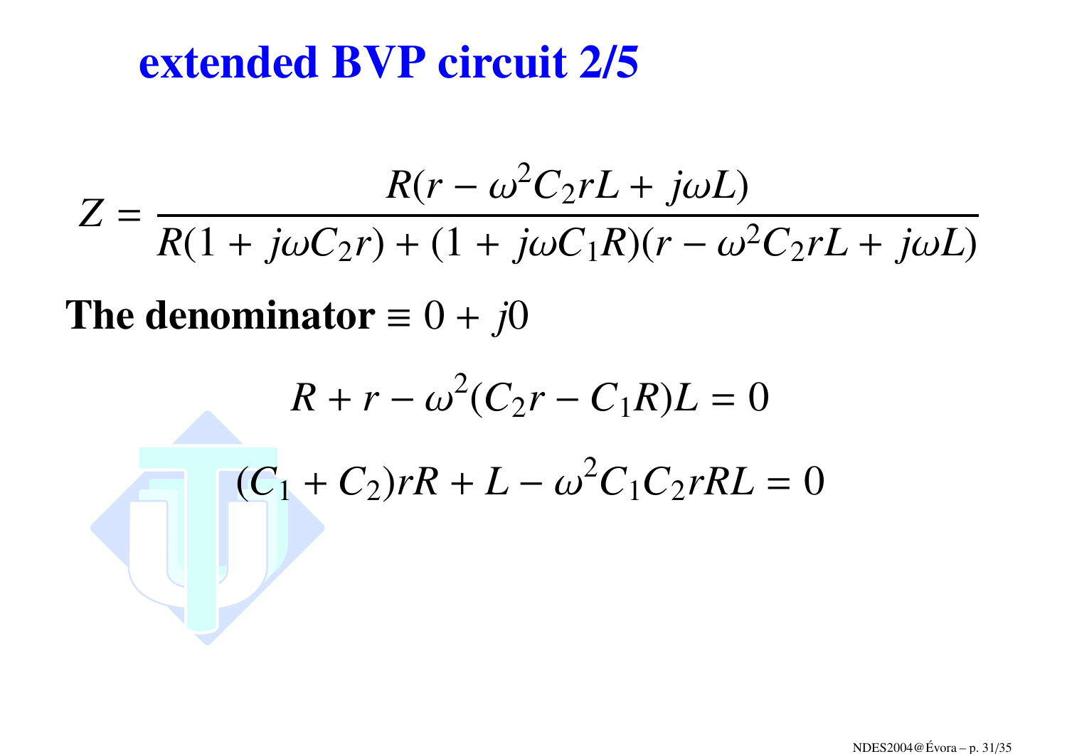# extended BVP circuit 2/5

$$Z = \frac{R(r - \omega^2 C_2 r L + j\omega L)}{R(1 + j\omega C_2 r) + (1 + j\omega C_1 R)(r - \omega^2 C_2 r L + j\omega L)}$$

**The denominator** $\equiv 0 + j0$

$$R + r - \omega^2 (C_2 r - C_1 R) L = 0$$

$$(C_1 + C_2) r R + L - \omega^2 C_1 C_2 r R L = 0$$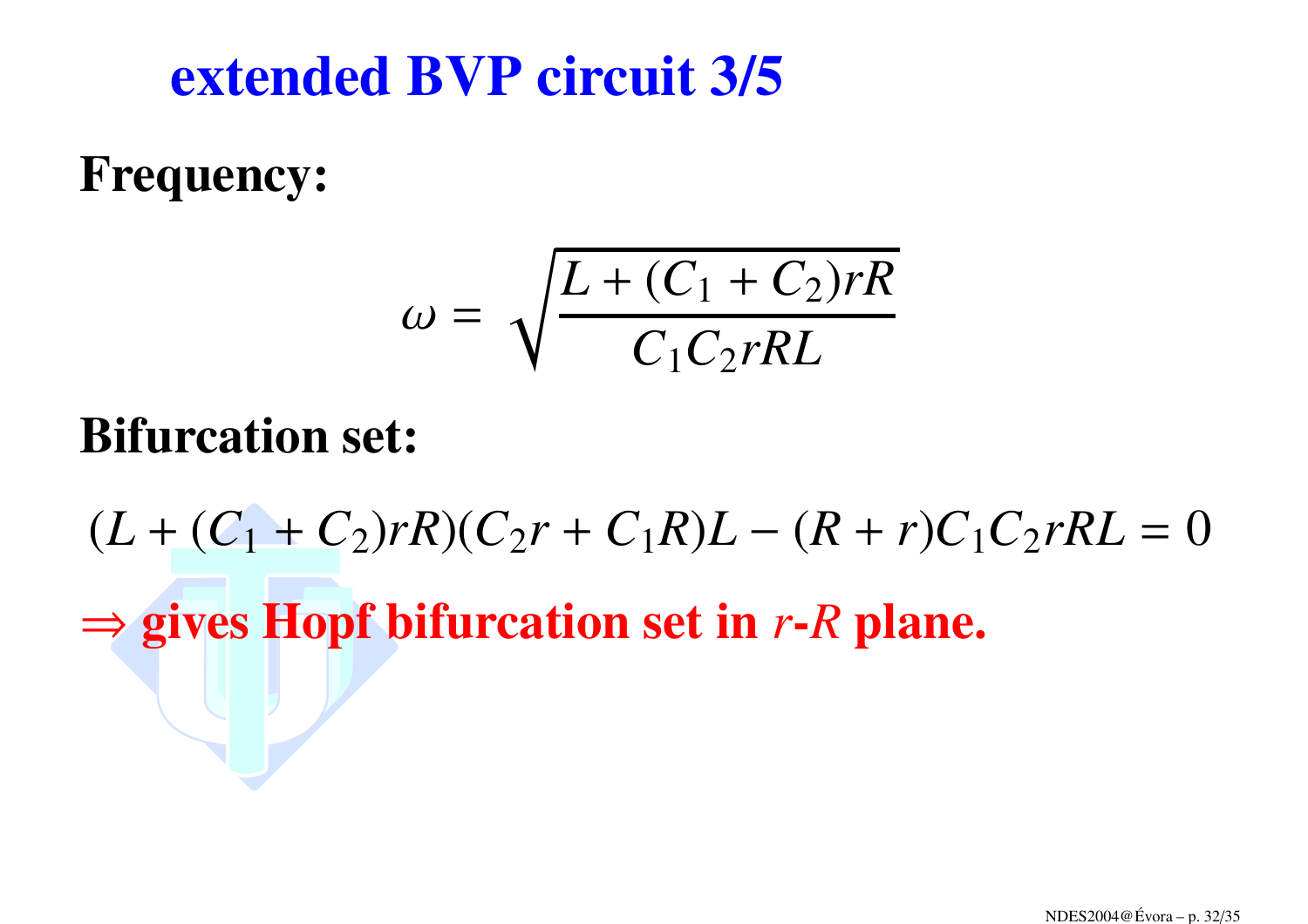# extended BVP circuit 3/5

**Frequency:**

$$\omega = \sqrt{\frac{L + (C_1 + C_2)rR}{C_1 C_2 r R L}}$$

**Bifurcation set:**

$$(L + (C_1 + C_2)rR)(C_2 r + C_1 R)L - (R + r)C_1 C_2 r R L = 0$$

**$\Rightarrow$ gives Hopf bifurcation set in $r$-$R$ plane.**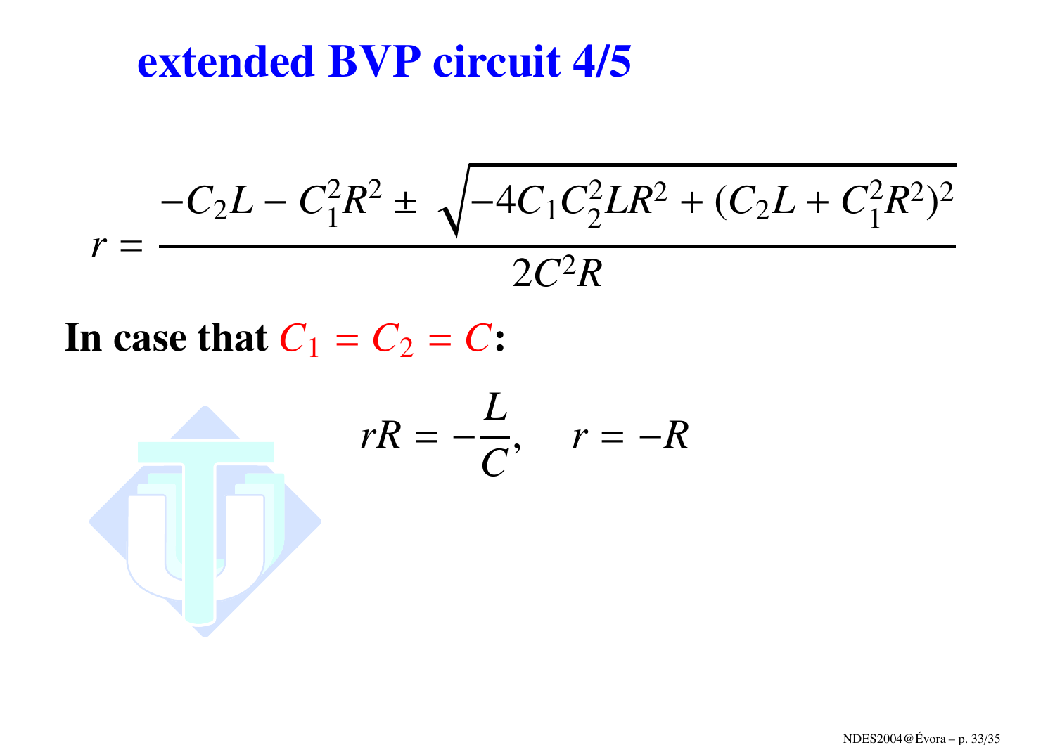# extended BVP circuit 4/5

$$r = \frac{-C_2L - C_1^2R^2 \pm \sqrt{-4C_1C_2^2LR^2 + (C_2L + C_1^2R^2)^2}}{2C^2R}$$

**In case that $C_1 = C_2 = C$:**

$$rR = -\frac{L}{C}, \quad r = -R$$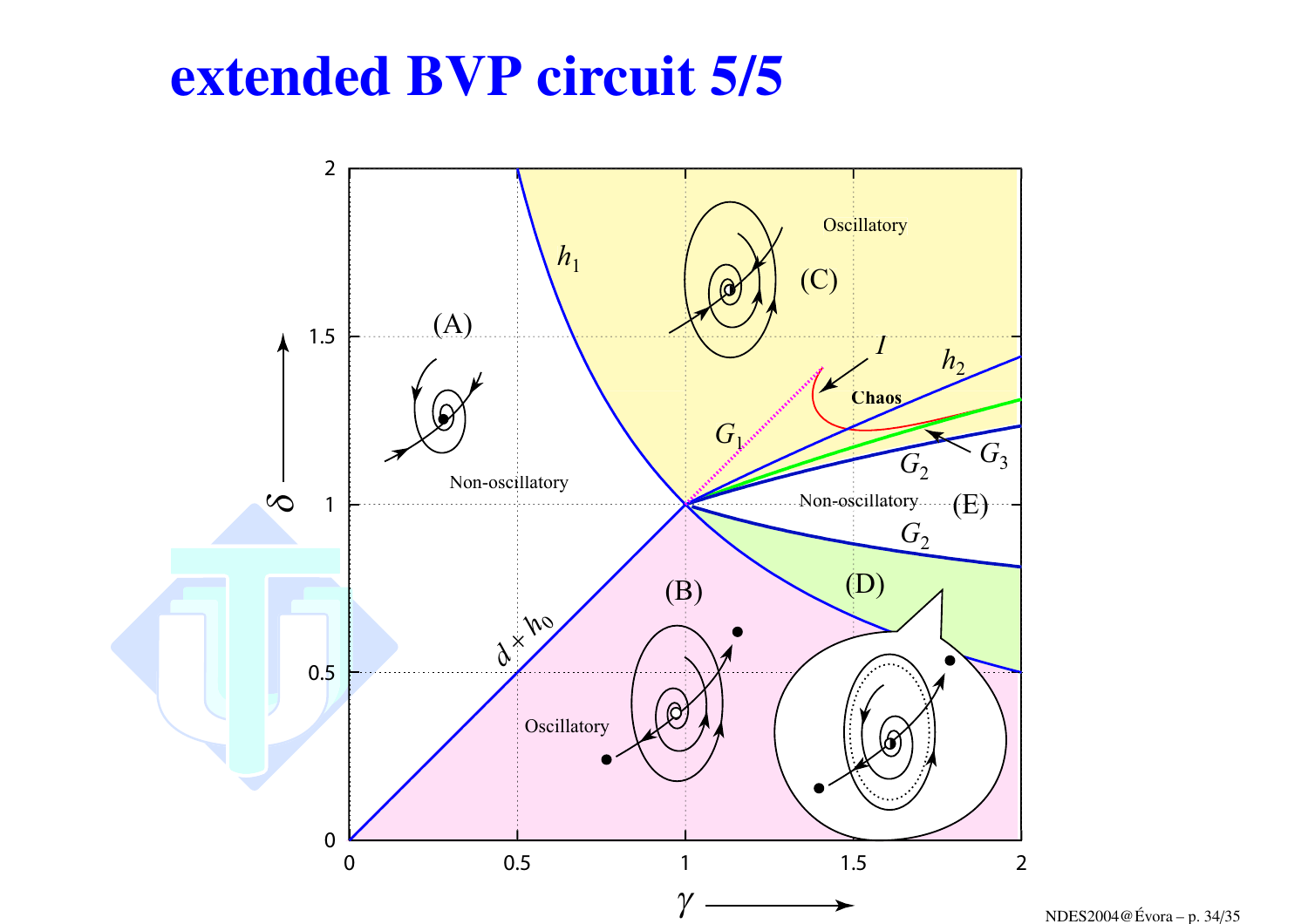# extended BVP circuit 5/5

Oscillatory

(C)

$h_1$

(A)

$I$

$h_2$

Chaos

$G_1$

$G_3$

$G_2$

Non-oscillatory

Non-oscillatory

(E)

$G_2$

(B)

(D)

$d \times h_0$

Oscillatory

$\delta$

$\gamma$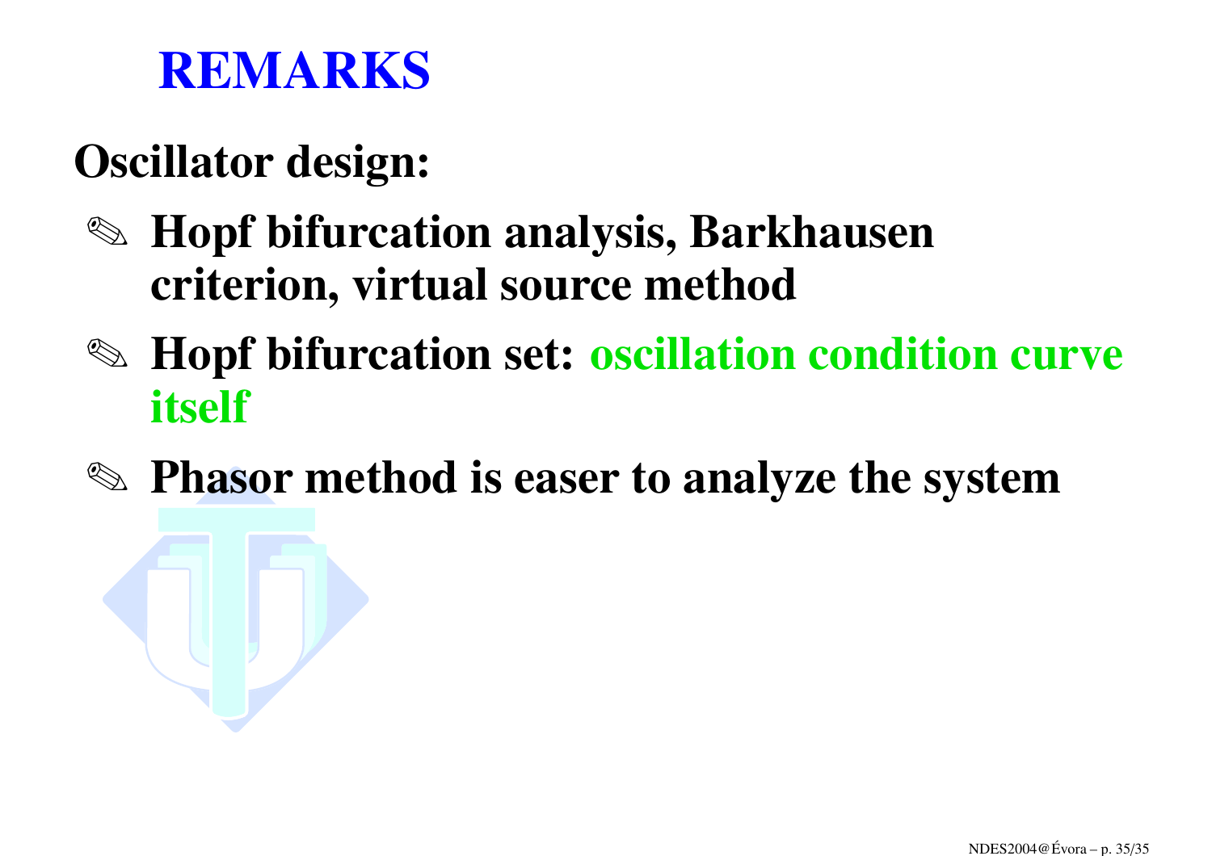# REMARKS

**Oscillator design:**

- ✎ **Hopf bifurcation analysis, Barkhausen criterion, virtual source method**
- ✎ **Hopf bifurcation set: oscillation condition curve itself**
- ✎ **Phasor method is easer to analyze the system**